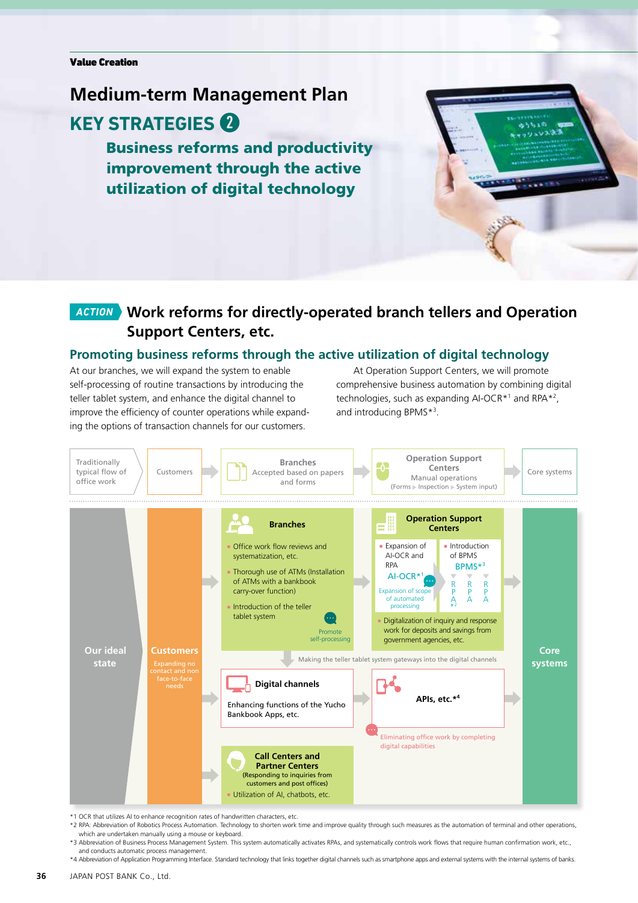Value Creation

# Medium-term Management Plan

## KEY STRATEGIES 2

### Business reforms and productivity improvement through the active utilization of digital technology

## ACTION Work reforms for directly-operated branch tellers and Operation Support Centers, etc.

### Promoting business reforms through the active utilization of digital technology

At our branches, we will expand the system to enable self-processing of routine transactions by introducing the teller tablet system, and enhance the digital channel to improve the efficiency of counter operations while expanding the options of transaction channels for our customers.

At Operation Support Centers, we will promote comprehensive business automation by combining digital technologies, such as expanding AI-OCR*[1] and RPA*[2], and introducing BPMS*[3].

Traditionally typical flow of office work: Customers → Branches (Accepted based on papers and forms) → Operation Support Centers (Manual operations (Forms ▶ Inspection ▶ System input)) → Core systems

**Our ideal state**

**Customers**
Expanding no contact and non face-to-face needs

**Branches**
- Office work flow reviews and systematization, etc.
- Thorough use of ATMs (Installation of ATMs with a bankbook carry-over function)
- Introduction of the teller tablet system

Promote self-processing

**Operation Support Centers**
- Expansion of AI-OCR and RPA
- Introduction of BPMS

AI-OCR*1 — Expansion of scope of automated processing

BPMS*3 → RPA*2, RPA, RPA

- Digitalization of inquiry and response work for deposits and savings from government agencies, etc.

Making the teller tablet system gateways into the digital channels

**Digital channels**
Enhancing functions of the Yucho Bankbook Apps, etc.

**APIs, etc.*4**

Eliminating office work by completing digital capabilities

**Call Centers and Partner Centers**
(Responding to inquiries from customers and post offices)
- Utilization of AI, chatbots, etc.

**Core systems**

*1 OCR that utilizes AI to enhance recognition rates of handwritten characters, etc.
*2 RPA: Abbreviation of Robotics Process Automation. Technology to shorten work time and improve quality through such measures as the automation of terminal and other operations, which are undertaken manually using a mouse or keyboard.
*3 Abbreviation of Business Process Management System. This system automatically activates RPAs, and systematically controls work flows that require human confirmation work, etc., and conducts automatic process management.
*4 Abbreviation of Application Programming Interface. Standard technology that links together digital channels such as smartphone apps and external systems with the internal systems of banks.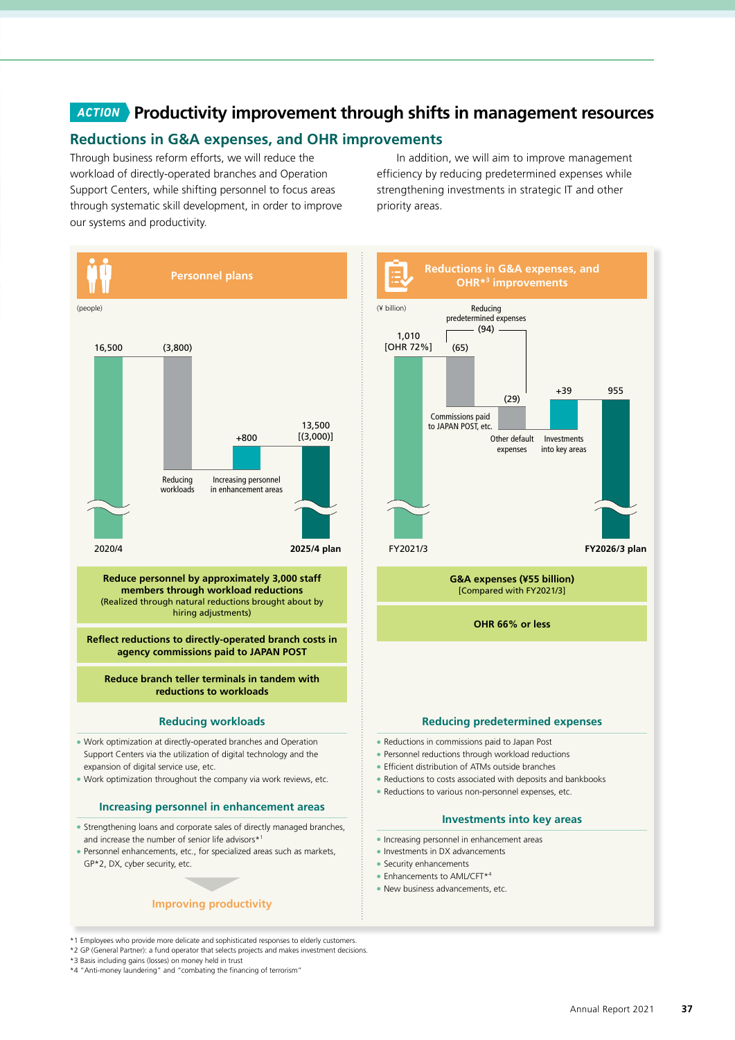# ACTION Productivity improvement through shifts in management resources

## Reductions in G&A expenses, and OHR improvements

Through business reform efforts, we will reduce the workload of directly-operated branches and Operation Support Centers, while shifting personnel to focus areas through systematic skill development, in order to improve our systems and productivity.

In addition, we will aim to improve management efficiency by reducing predetermined expenses while strengthening investments in strategic IT and other priority areas.

### Personnel plans

(people)

16,500
(3,800)
+800
13,500
[(3,000)]
Reducing workloads
Increasing personnel in enhancement areas
2020/4
2025/4 plan

**Reduce personnel by approximately 3,000 staff members through workload reductions**
(Realized through natural reductions brought about by hiring adjustments)

**Reflect reductions to directly-operated branch costs in agency commissions paid to JAPAN POST**

**Reduce branch teller terminals in tandem with reductions to workloads**

#### Reducing workloads

- Work optimization at directly-operated branches and Operation Support Centers via the utilization of digital technology and the expansion of digital service use, etc.
- Work optimization throughout the company via work reviews, etc.

#### Increasing personnel in enhancement areas

- Strengthening loans and corporate sales of directly managed branches, and increase the number of senior life advisors*1
- Personnel enhancements, etc., for specialized areas such as markets, GP*2, DX, cyber security, etc.

**Improving productivity**

### Reductions in G&A expenses, and OHR*3 improvements

(¥ billion)

Reducing predetermined expenses
(94)
1,010
[OHR 72%]
(65)
Commissions paid to JAPAN POST, etc.
(29)
Other default expenses
+39
Investments into key areas
955
FY2021/3
FY2026/3 plan

**G&A expenses (¥55 billion)**
[Compared with FY2021/3]

**OHR 66% or less**

#### Reducing predetermined expenses

- Reductions in commissions paid to Japan Post
- Personnel reductions through workload reductions
- Efficient distribution of ATMs outside branches
- Reductions to costs associated with deposits and bankbooks
- Reductions to various non-personnel expenses, etc.

#### Investments into key areas

- Increasing personnel in enhancement areas
- Investments in DX advancements
- Security enhancements
- Enhancements to AML/CFT*4
- New business advancements, etc.

*1 Employees who provide more delicate and sophisticated responses to elderly customers.
*2 GP (General Partner): a fund operator that selects projects and makes investment decisions.
*3 Basis including gains (losses) on money held in trust
*4 "Anti-money laundering" and "combating the financing of terrorism"